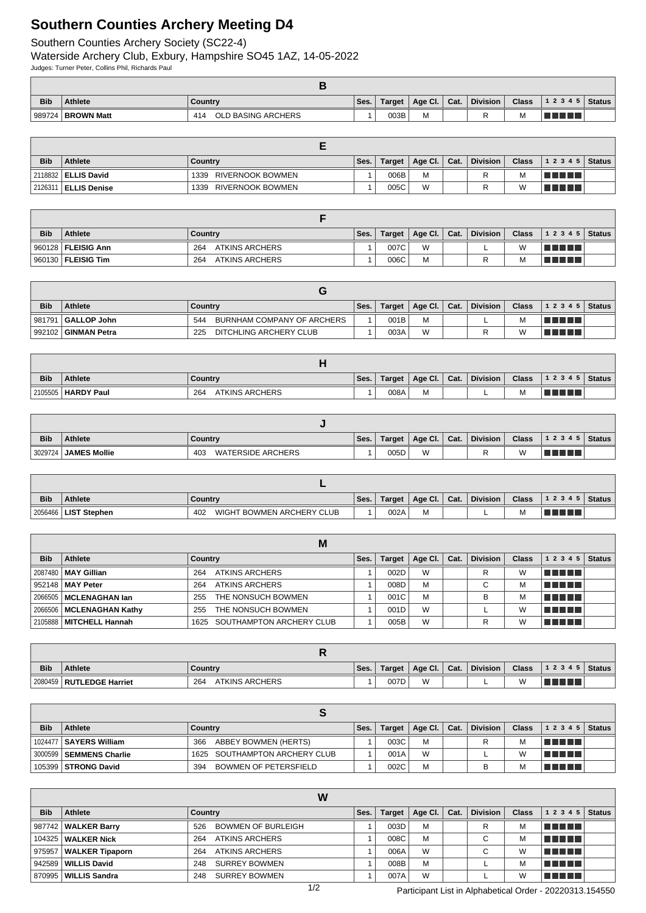# Southern Counties Archery Meeting D4

Southern Counties Archery Society (SC22-4)

Waterside Archery Club, Exbury, Hampshire SO45 1AZ, 14-05-2022

Judges: Turner Peter, Collins Phil, Richards Paul

### B

| Bib | Athlete | Country | Ses. | Target | Age Cl. | Cat. | Division | Class | 1 2 3 4 5 | Status |
|---|---|---|---|---|---|---|---|---|---|---|
| 989724 | **BROWN Matt** | 414 OLD BASING ARCHERS | 1 | 003B | M | | R | M | | |

### E

| Bib | Athlete | Country | Ses. | Target | Age Cl. | Cat. | Division | Class | 1 2 3 4 5 | Status |
|---|---|---|---|---|---|---|---|---|---|---|
| 2118832 | **ELLIS David** | 1339 RIVERNOOK BOWMEN | 1 | 006B | M | | R | M | | |
| 2126311 | **ELLIS Denise** | 1339 RIVERNOOK BOWMEN | 1 | 005C | W | | R | W | | |

### F

| Bib | Athlete | Country | Ses. | Target | Age Cl. | Cat. | Division | Class | 1 2 3 4 5 | Status |
|---|---|---|---|---|---|---|---|---|---|---|
| 960128 | **FLEISIG Ann** | 264 ATKINS ARCHERS | 1 | 007C | W | | L | W | | |
| 960130 | **FLEISIG Tim** | 264 ATKINS ARCHERS | 1 | 006C | M | | R | M | | |

### G

| Bib | Athlete | Country | Ses. | Target | Age Cl. | Cat. | Division | Class | 1 2 3 4 5 | Status |
|---|---|---|---|---|---|---|---|---|---|---|
| 981791 | **GALLOP John** | 544 BURNHAM COMPANY OF ARCHERS | 1 | 001B | M | | L | M | | |
| 992102 | **GINMAN Petra** | 225 DITCHLING ARCHERY CLUB | 1 | 003A | W | | R | W | | |

### H

| Bib | Athlete | Country | Ses. | Target | Age Cl. | Cat. | Division | Class | 1 2 3 4 5 | Status |
|---|---|---|---|---|---|---|---|---|---|---|
| 2105505 | **HARDY Paul** | 264 ATKINS ARCHERS | 1 | 008A | M | | L | M | | |

### J

| Bib | Athlete | Country | Ses. | Target | Age Cl. | Cat. | Division | Class | 1 2 3 4 5 | Status |
|---|---|---|---|---|---|---|---|---|---|---|
| 3029724 | **JAMES Mollie** | 403 WATERSIDE ARCHERS | 1 | 005D | W | | R | W | | |

### L

| Bib | Athlete | Country | Ses. | Target | Age Cl. | Cat. | Division | Class | 1 2 3 4 5 | Status |
|---|---|---|---|---|---|---|---|---|---|---|
| 2056466 | **LIST Stephen** | 402 WIGHT BOWMEN ARCHERY CLUB | 1 | 002A | M | | L | M | | |

### M

| Bib | Athlete | Country | Ses. | Target | Age Cl. | Cat. | Division | Class | 1 2 3 4 5 | Status |
|---|---|---|---|---|---|---|---|---|---|---|
| 2087480 | **MAY Gillian** | 264 ATKINS ARCHERS | 1 | 002D | W | | R | W | | |
| 952148 | **MAY Peter** | 264 ATKINS ARCHERS | 1 | 008D | M | | C | M | | |
| 2066505 | **MCLENAGHAN Ian** | 255 THE NONSUCH BOWMEN | 1 | 001C | M | | B | M | | |
| 2066506 | **MCLENAGHAN Kathy** | 255 THE NONSUCH BOWMEN | 1 | 001D | W | | L | W | | |
| 2105888 | **MITCHELL Hannah** | 1625 SOUTHAMPTON ARCHERY CLUB | 1 | 005B | W | | R | W | | |

### R

| Bib | Athlete | Country | Ses. | Target | Age Cl. | Cat. | Division | Class | 1 2 3 4 5 | Status |
|---|---|---|---|---|---|---|---|---|---|---|
| 2080459 | **RUTLEDGE Harriet** | 264 ATKINS ARCHERS | 1 | 007D | W | | L | W | | |

### S

| Bib | Athlete | Country | Ses. | Target | Age Cl. | Cat. | Division | Class | 1 2 3 4 5 | Status |
|---|---|---|---|---|---|---|---|---|---|---|
| 1024477 | **SAYERS William** | 366 ABBEY BOWMEN (HERTS) | 1 | 003C | M | | R | M | | |
| 3000599 | **SEMMENS Charlie** | 1625 SOUTHAMPTON ARCHERY CLUB | 1 | 001A | W | | L | W | | |
| 105399 | **STRONG David** | 394 BOWMEN OF PETERSFIELD | 1 | 002C | M | | B | M | | |

### W

| Bib | Athlete | Country | Ses. | Target | Age Cl. | Cat. | Division | Class | 1 2 3 4 5 | Status |
|---|---|---|---|---|---|---|---|---|---|---|
| 987742 | **WALKER Barry** | 526 BOWMEN OF BURLEIGH | 1 | 003D | M | | R | M | | |
| 104325 | **WALKER Nick** | 264 ATKINS ARCHERS | 1 | 008C | M | | C | M | | |
| 975957 | **WALKER Tipaporn** | 264 ATKINS ARCHERS | 1 | 006A | W | | C | W | | |
| 942589 | **WILLIS David** | 248 SURREY BOWMEN | 1 | 008B | M | | L | M | | |
| 870995 | **WILLIS Sandra** | 248 SURREY BOWMEN | 1 | 007A | W | | L | W | | |

Participant List in Alphabetical Order - 20220313.154550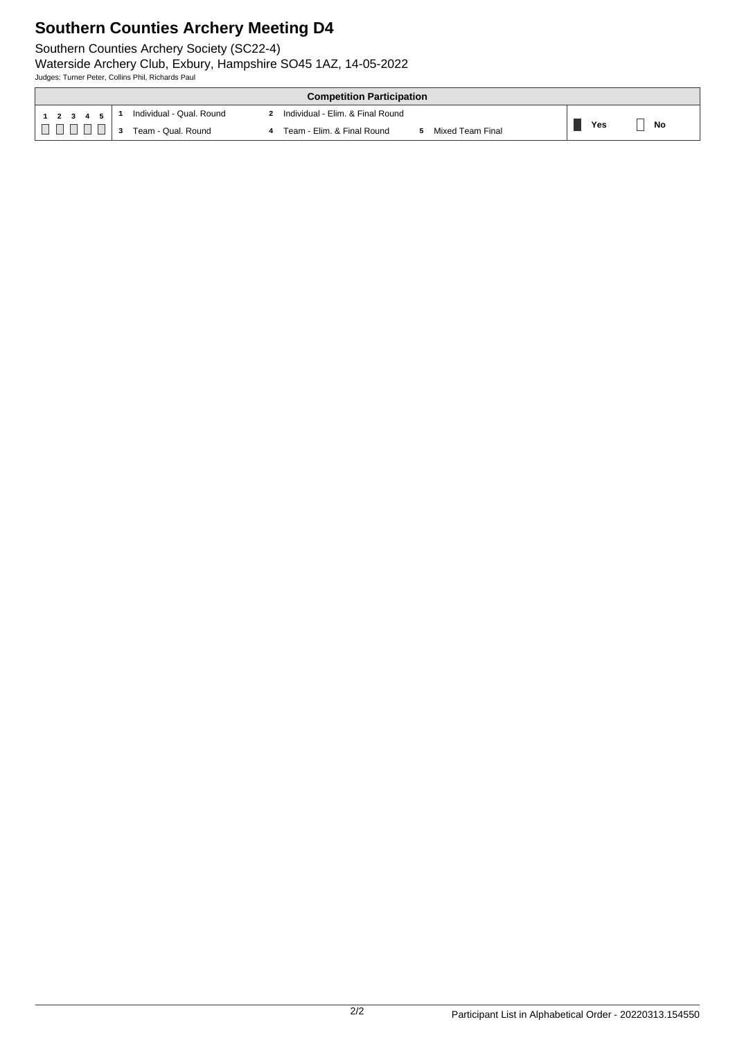# Southern Counties Archery Meeting D4

Southern Counties Archery Society (SC22-4)

Waterside Archery Club, Exbury, Hampshire SO45 1AZ, 14-05-2022

Judges: Turner Peter, Collins Phil, Richards Paul

| Competition Participation | | | | | | | |
|---|---|---|---|---|---|---|---|
| 1 2 3 4 5 | 1 | Individual - Qual. Round | 2 | Individual - Elim. & Final Round | | | Yes / No |
| ☐ ☐ ☐ ☐ ☐ | 3 | Team - Qual. Round | 4 | Team - Elim. & Final Round | 5 | Mixed Team Final | |

Participant List in Alphabetical Order - 20220313.154550